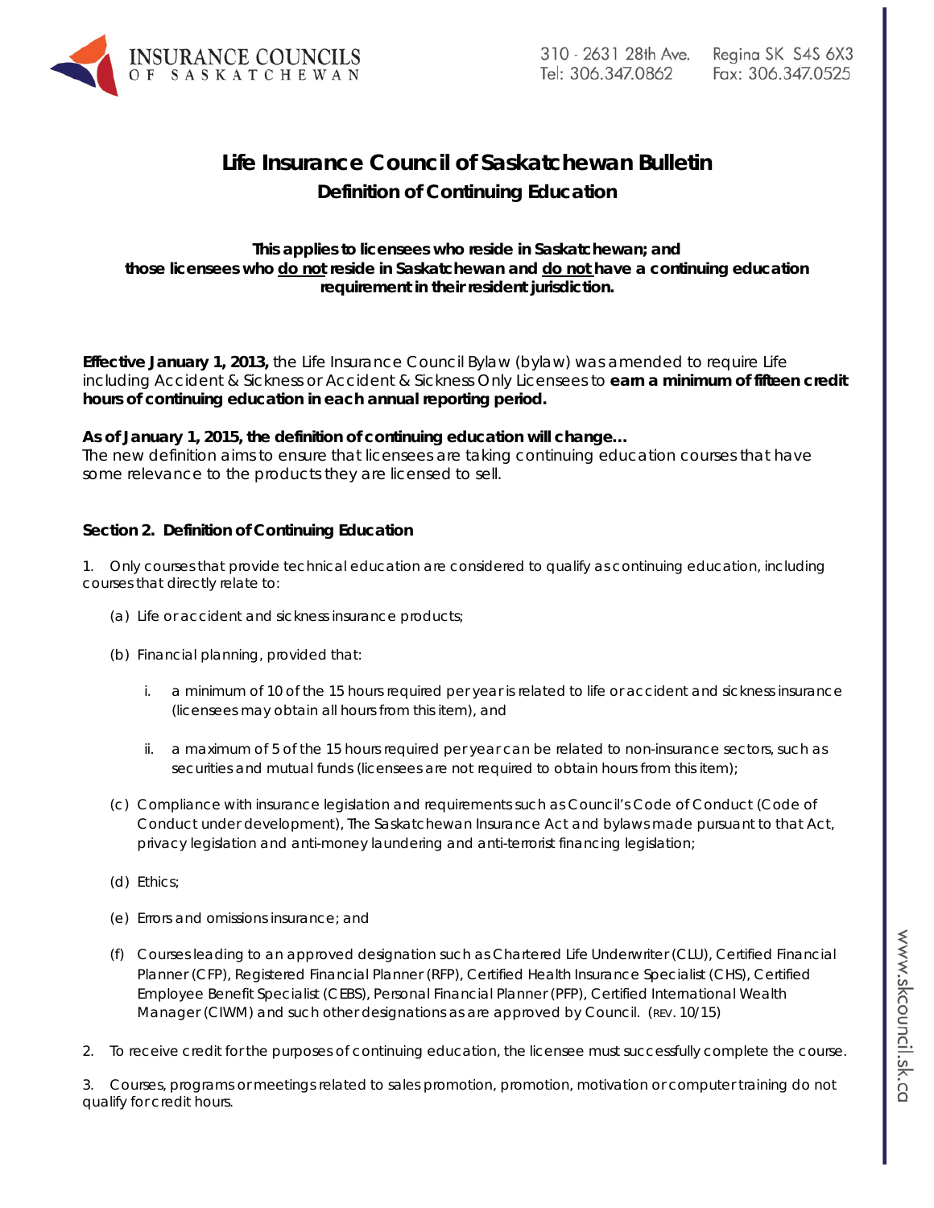# Life Insurance Council of Saskatchewan Bulletin

## Definition of Continuing Education

**This applies to licensees who reside in Saskatchewan; and those licensees who do not reside in Saskatchewan and do not have a continuing education requirement in their resident jurisdiction.**

**Effective January 1, 2013,** the Life Insurance Council Bylaw (bylaw) was amended to require Life including Accident & Sickness or Accident & Sickness Only Licensees to **earn a minimum of fifteen credit hours of continuing education in each annual reporting period.**

**As of January 1, 2015, the definition of continuing education will change…**
The new definition aims to ensure that licensees are taking continuing education courses that have some relevance to the products they are licensed to sell.

### Section 2. Definition of Continuing Education

1. Only courses that provide technical education are considered to qualify as continuing education, including courses that directly relate to:

   (a) Life or accident and sickness insurance products;

   (b) Financial planning, provided that:

      i. a minimum of 10 of the 15 hours required per year is related to life or accident and sickness insurance (licensees may obtain all hours from this item), and

      ii. a maximum of 5 of the 15 hours required per year can be related to non-insurance sectors, such as securities and mutual funds (licensees are not required to obtain hours from this item);

   (c) Compliance with insurance legislation and requirements such as Council's Code of Conduct (Code of Conduct under development), The Saskatchewan Insurance Act and bylaws made pursuant to that Act, privacy legislation and anti-money laundering and anti-terrorist financing legislation;

   (d) Ethics;

   (e) Errors and omissions insurance; and

   (f) Courses leading to an approved designation such as Chartered Life Underwriter (CLU), Certified Financial Planner (CFP), Registered Financial Planner (RFP), Certified Health Insurance Specialist (CHS), Certified Employee Benefit Specialist (CEBS), Personal Financial Planner (PFP), Certified International Wealth Manager (CIWM) and such other designations as are approved by Council. (REV. 10/15)

2. To receive credit for the purposes of continuing education, the licensee must successfully complete the course.

3. Courses, programs or meetings related to sales promotion, promotion, motivation or computer training do not qualify for credit hours.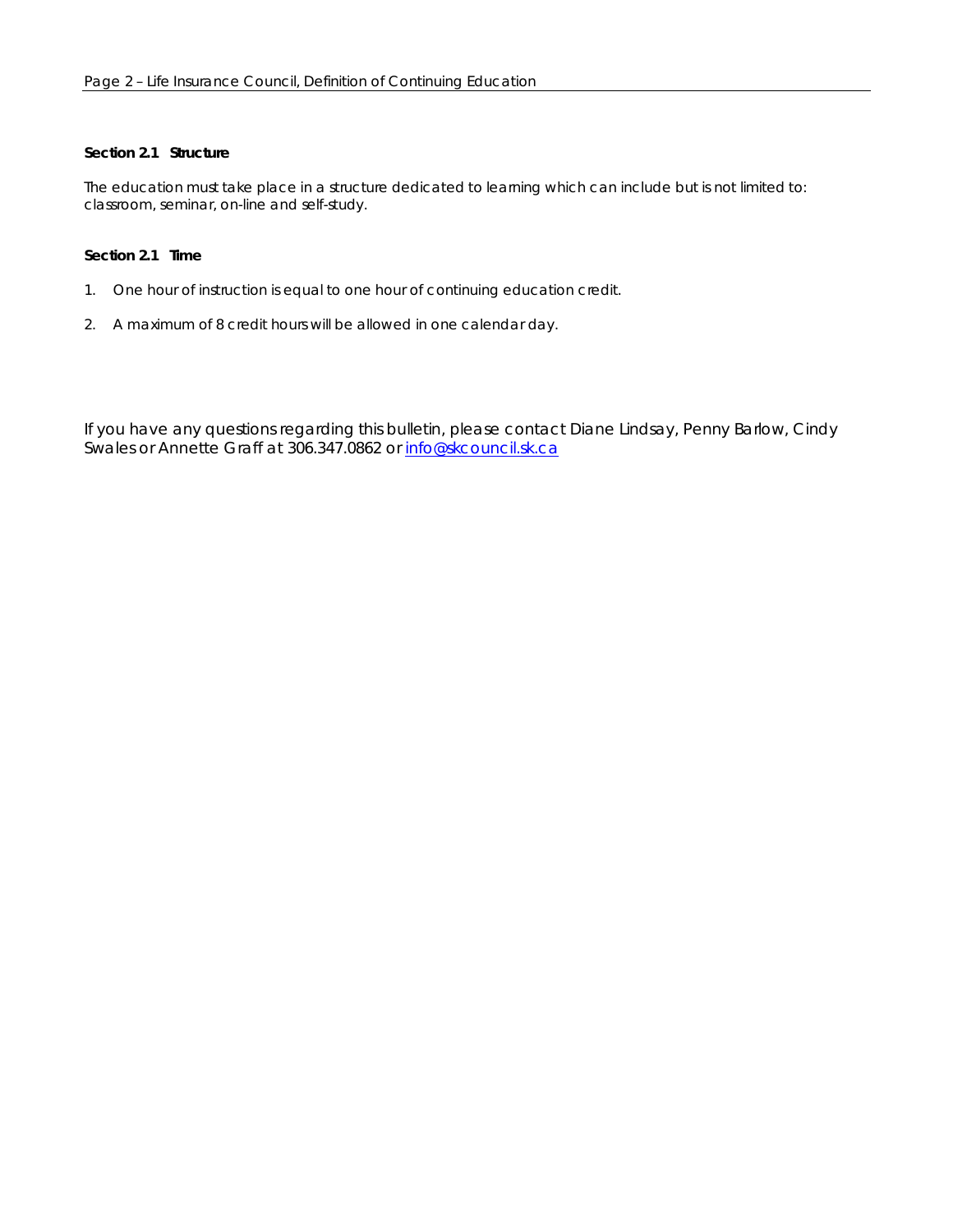**Section 2.1 Structure**

The education must take place in a structure dedicated to learning which can include but is not limited to: classroom, seminar, on-line and self-study.

**Section 2.1 Time**

1. One hour of instruction is equal to one hour of continuing education credit.

2. A maximum of 8 credit hours will be allowed in one calendar day.

If you have any questions regarding this bulletin, please contact Diane Lindsay, Penny Barlow, Cindy Swales or Annette Graff at 306.347.0862 or info@skcouncil.sk.ca